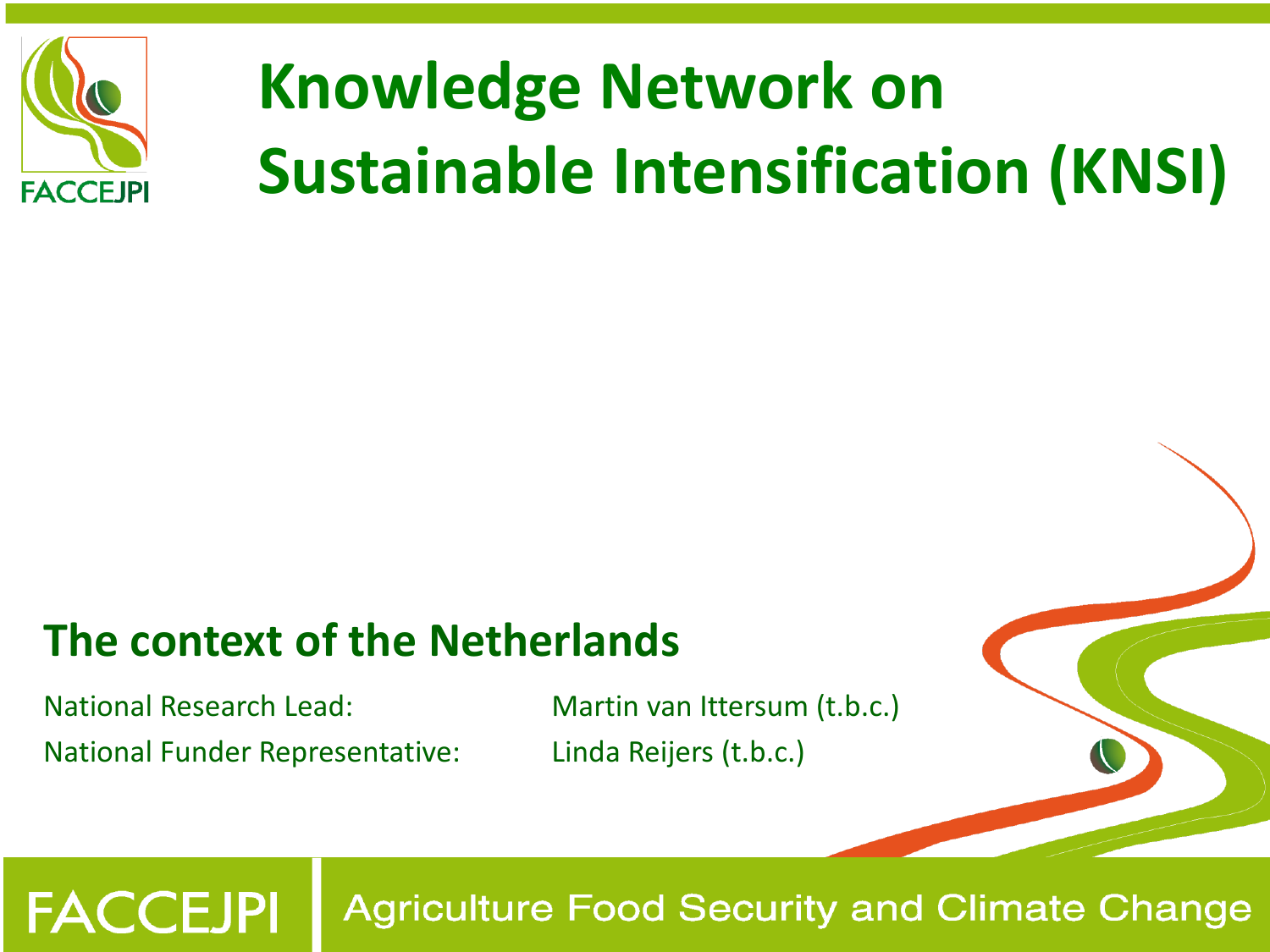# Knowledge Network on Sustainable Intensification (KNSI)

## The context of the Netherlands

| | |
|---|---|
| National Research Lead: | Martin van Ittersum (t.b.c.) |
| National Funder Representative: | Linda Reijers (t.b.c.) |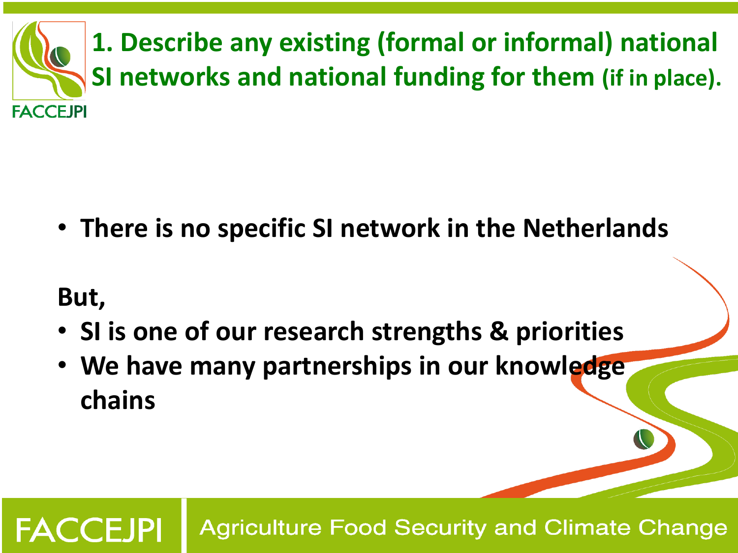# 1. Describe any existing (formal or informal) national SI networks and national funding for them (if in place).

- **There is no specific SI network in the Netherlands**

**But,**

- **SI is one of our research strengths & priorities**
- **We have many partnerships in our knowledge chains**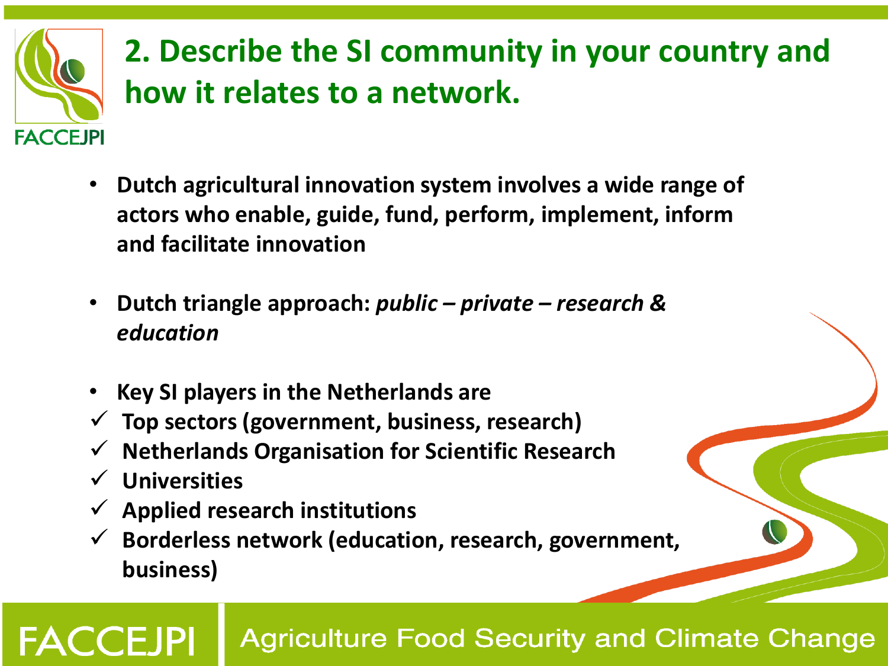## 2. Describe the SI community in your country and how it relates to a network.

- **Dutch agricultural innovation system involves a wide range of actors who enable, guide, fund, perform, implement, inform and facilitate innovation**

- **Dutch triangle approach: *public – private – research & education***

- **Key SI players in the Netherlands are**
  - ✓ **Top sectors (government, business, research)**
  - ✓ **Netherlands Organisation for Scientific Research**
  - ✓ **Universities**
  - ✓ **Applied research institutions**
  - ✓ **Borderless network (education, research, government, business)**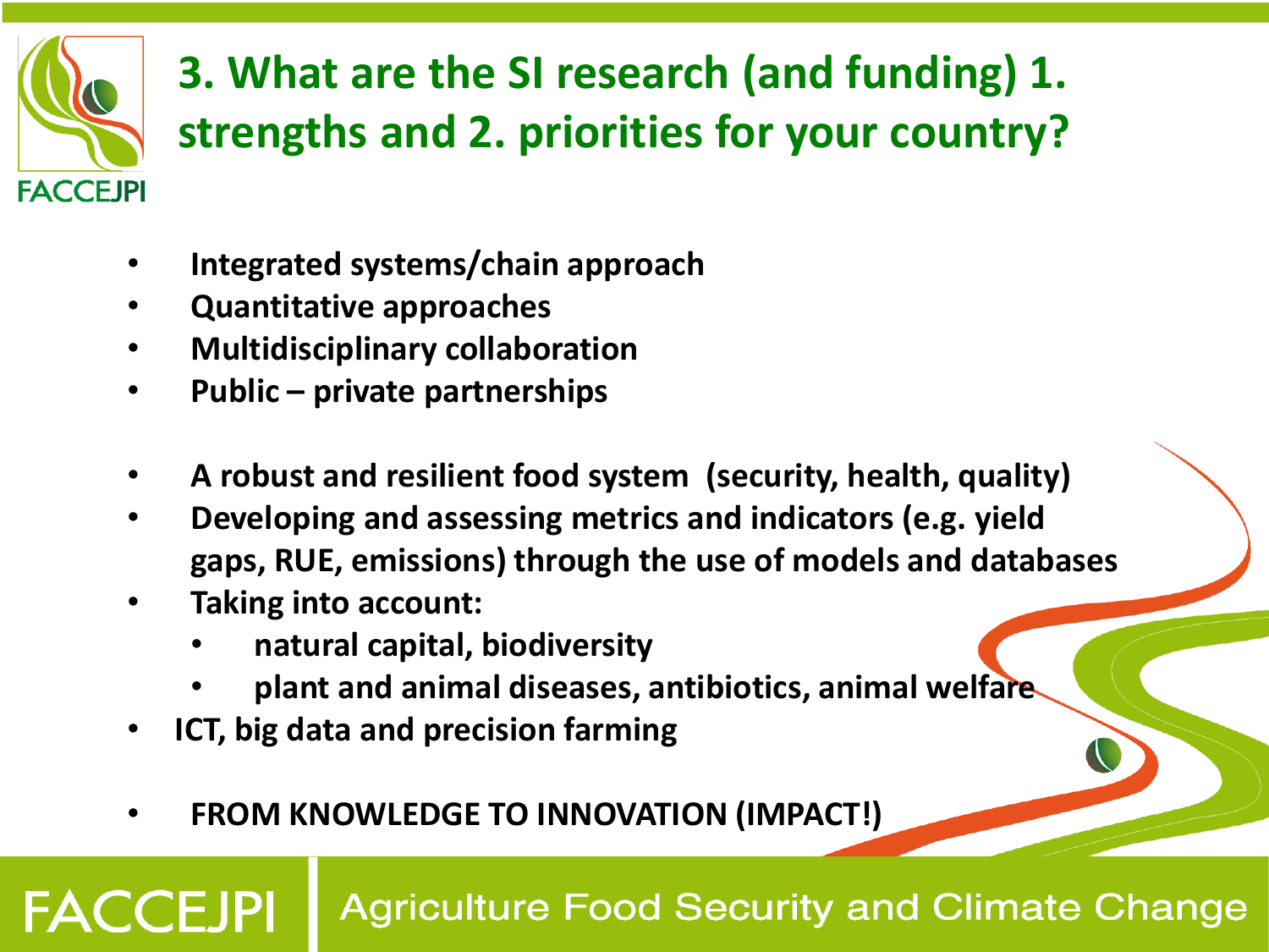# 3. What are the SI research (and funding) 1. strengths and 2. priorities for your country?

- Integrated systems/chain approach
- Quantitative approaches
- Multidisciplinary collaboration
- Public – private partnerships

- A robust and resilient food system (security, health, quality)
- Developing and assessing metrics and indicators (e.g. yield gaps, RUE, emissions) through the use of models and databases
- Taking into account:
  - natural capital, biodiversity
  - plant and animal diseases, antibiotics, animal welfare
- ICT, big data and precision farming

- FROM KNOWLEDGE TO INNOVATION (IMPACT!)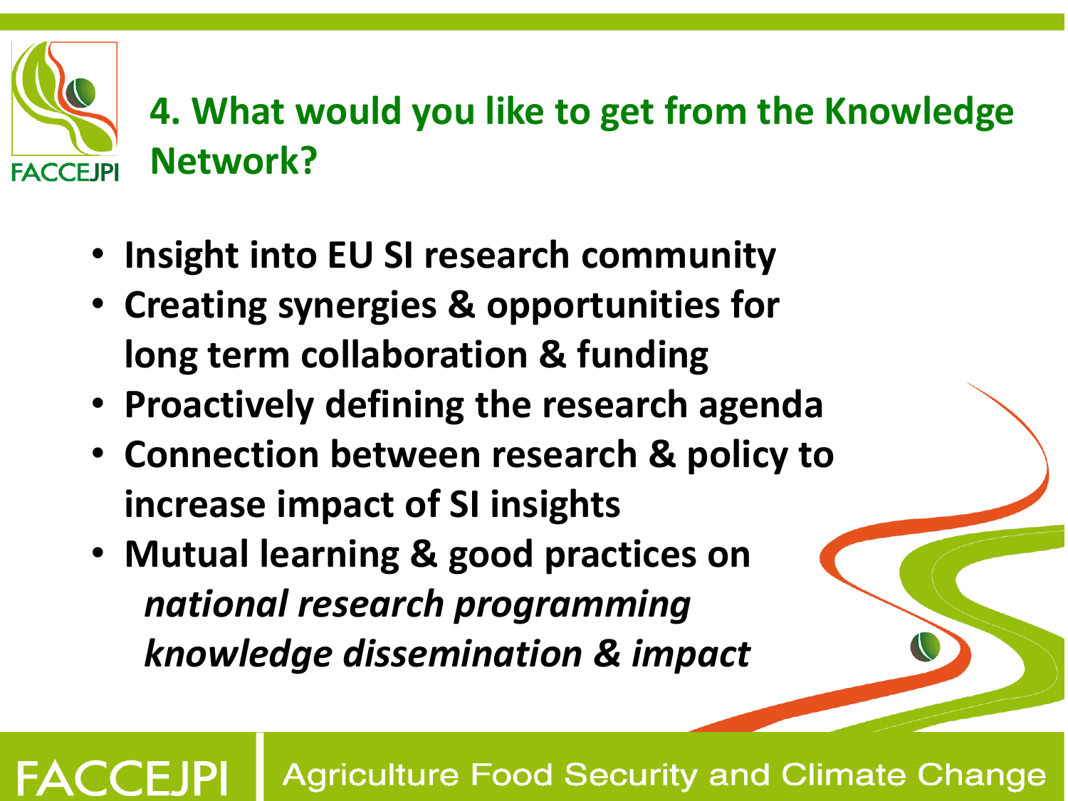# 4. What would you like to get from the Knowledge Network?

- **Insight into EU SI research community**
- **Creating synergies & opportunities for long term collaboration & funding**
- **Proactively defining the research agenda**
- **Connection between research & policy to increase impact of SI insights**
- **Mutual learning & good practices on**
  ***national research programming***
  ***knowledge dissemination & impact***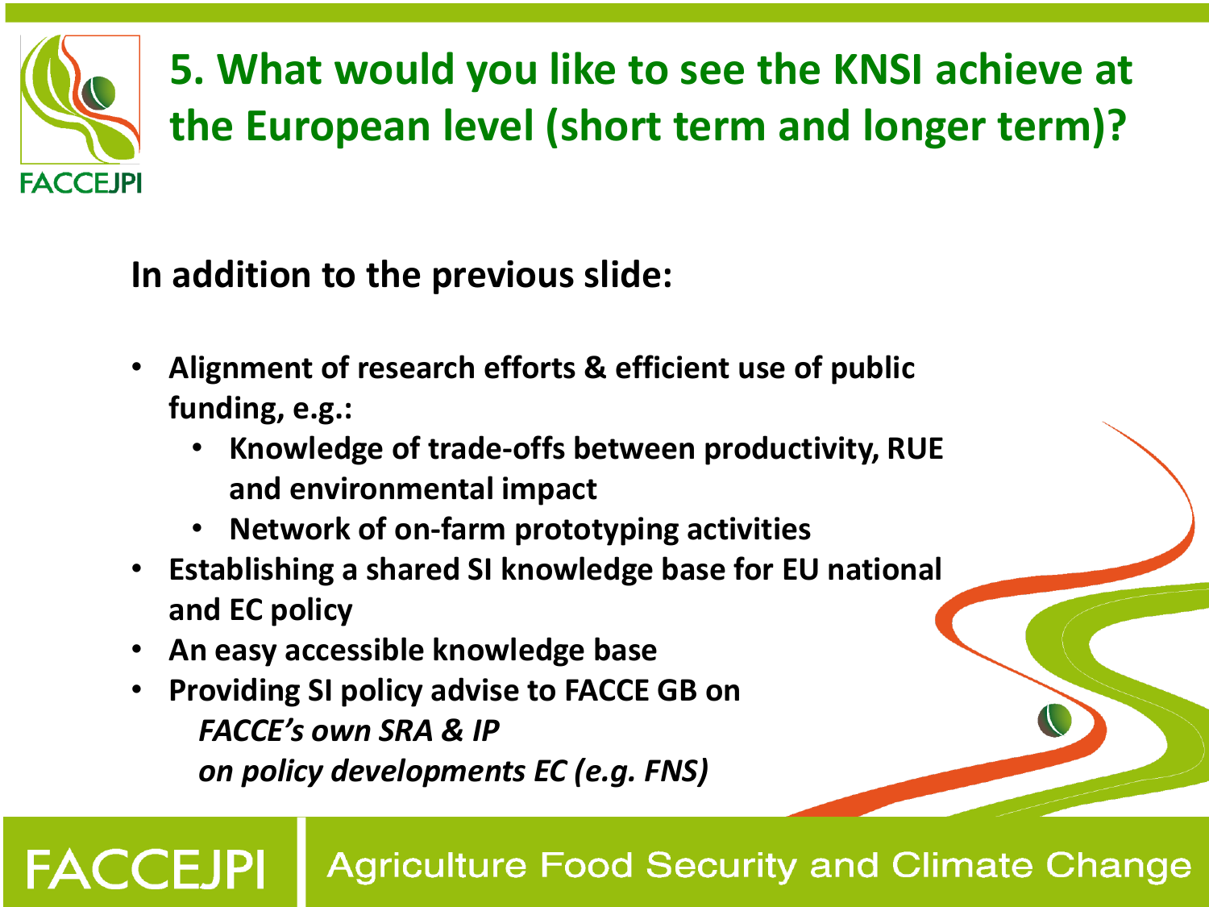# 5. What would you like to see the KNSI achieve at the European level (short term and longer term)?

**In addition to the previous slide:**

- **Alignment of research efforts & efficient use of public funding, e.g.:**
  - **Knowledge of trade-offs between productivity, RUE and environmental impact**
  - **Network of on-farm prototyping activities**
- **Establishing a shared SI knowledge base for EU national and EC policy**
- **An easy accessible knowledge base**
- **Providing SI policy advise to FACCE GB on**
  ***FACCE's own SRA & IP***
  ***on policy developments EC (e.g. FNS)***